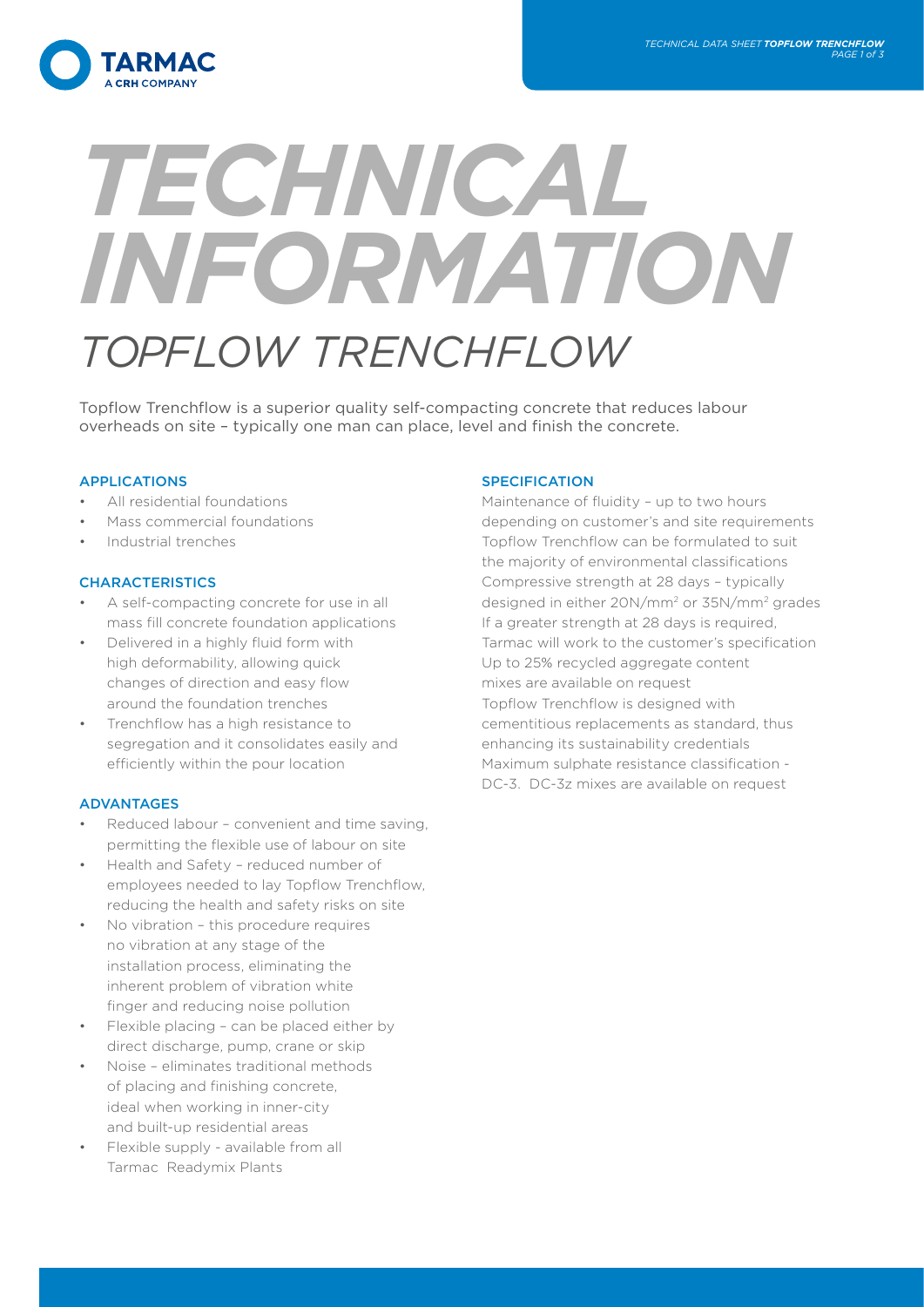# TECHNICAL INFORMATION

## TOPFLOW TRENCHFLOW

Topflow Trenchflow is a superior quality self-compacting concrete that reduces labour overheads on site – typically one man can place, level and finish the concrete.

### APPLICATIONS

- All residential foundations
- Mass commercial foundations
- Industrial trenches

### CHARACTERISTICS

- A self-compacting concrete for use in all mass fill concrete foundation applications
- Delivered in a highly fluid form with high deformability, allowing quick changes of direction and easy flow around the foundation trenches
- Trenchflow has a high resistance to segregation and it consolidates easily and efficiently within the pour location

### ADVANTAGES

- Reduced labour – convenient and time saving, permitting the flexible use of labour on site
- Health and Safety – reduced number of employees needed to lay Topflow Trenchflow, reducing the health and safety risks on site
- No vibration – this procedure requires no vibration at any stage of the installation process, eliminating the inherent problem of vibration white finger and reducing noise pollution
- Flexible placing – can be placed either by direct discharge, pump, crane or skip
- Noise – eliminates traditional methods of placing and finishing concrete, ideal when working in inner-city and built-up residential areas
- Flexible supply - available from all Tarmac Readymix Plants

### SPECIFICATION

Maintenance of fluidity – up to two hours depending on customer's and site requirements

Topflow Trenchflow can be formulated to suit the majority of environmental classifications

Compressive strength at 28 days – typically designed in either 20N/mm$^2$ or 35N/mm$^2$ grades

If a greater strength at 28 days is required, Tarmac will work to the customer's specification

Up to 25% recycled aggregate content mixes are available on request

Topflow Trenchflow is designed with cementitious replacements as standard, thus enhancing its sustainability credentials

Maximum sulphate resistance classification - DC-3. DC-3z mixes are available on request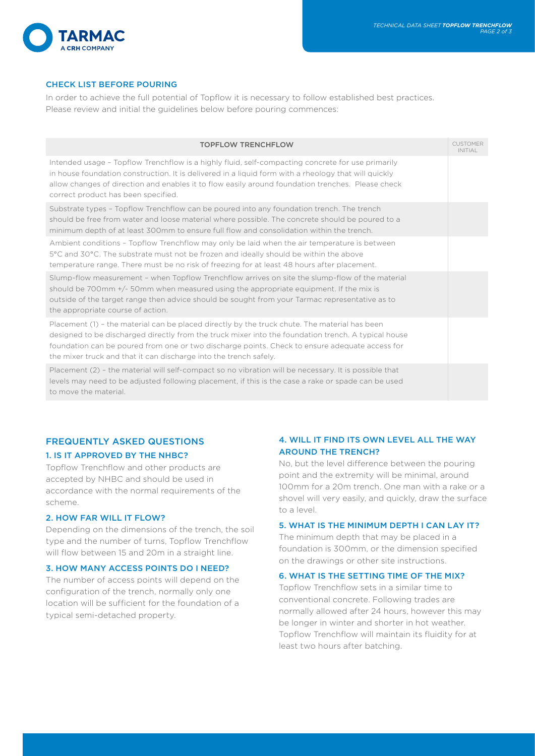## CHECK LIST BEFORE POURING

In order to achieve the full potential of Topflow it is necessary to follow established best practices. Please review and initial the guidelines below before pouring commences:

| TOPFLOW TRENCHFLOW | CUSTOMER INITIAL |
| --- | --- |
| Intended usage – Topflow Trenchflow is a highly fluid, self-compacting concrete for use primarily in house foundation construction. It is delivered in a liquid form with a rheology that will quickly allow changes of direction and enables it to flow easily around foundation trenches. Please check correct product has been specified. | |
| Substrate types – Topflow Trenchflow can be poured into any foundation trench. The trench should be free from water and loose material where possible. The concrete should be poured to a minimum depth of at least 300mm to ensure full flow and consolidation within the trench. | |
| Ambient conditions – Topflow Trenchflow may only be laid when the air temperature is between 5°C and 30°C. The substrate must not be frozen and ideally should be within the above temperature range. There must be no risk of freezing for at least 48 hours after placement. | |
| Slump-flow measurement – when Topflow Trenchflow arrives on site the slump-flow of the material should be 700mm +/- 50mm when measured using the appropriate equipment. If the mix is outside of the target range then advice should be sought from your Tarmac representative as to the appropriate course of action. | |
| Placement (1) – the material can be placed directly by the truck chute. The material has been designed to be discharged directly from the truck mixer into the foundation trench. A typical house foundation can be poured from one or two discharge points. Check to ensure adequate access for the mixer truck and that it can discharge into the trench safely. | |
| Placement (2) – the material will self-compact so no vibration will be necessary. It is possible that levels may need to be adjusted following placement, if this is the case a rake or spade can be used to move the material. | |

## FREQUENTLY ASKED QUESTIONS

### 1. IS IT APPROVED BY THE NHBC?

Topflow Trenchflow and other products are accepted by NHBC and should be used in accordance with the normal requirements of the scheme.

### 2. HOW FAR WILL IT FLOW?

Depending on the dimensions of the trench, the soil type and the number of turns, Topflow Trenchflow will flow between 15 and 20m in a straight line.

### 3. HOW MANY ACCESS POINTS DO I NEED?

The number of access points will depend on the configuration of the trench, normally only one location will be sufficient for the foundation of a typical semi-detached property.

### 4. WILL IT FIND ITS OWN LEVEL ALL THE WAY AROUND THE TRENCH?

No, but the level difference between the pouring point and the extremity will be minimal, around 100mm for a 20m trench. One man with a rake or a shovel will very easily, and quickly, draw the surface to a level.

### 5. WHAT IS THE MINIMUM DEPTH I CAN LAY IT?

The minimum depth that may be placed in a foundation is 300mm, or the dimension specified on the drawings or other site instructions.

### 6. WHAT IS THE SETTING TIME OF THE MIX?

Topflow Trenchflow sets in a similar time to conventional concrete. Following trades are normally allowed after 24 hours, however this may be longer in winter and shorter in hot weather. Topflow Trenchflow will maintain its fluidity for at least two hours after batching.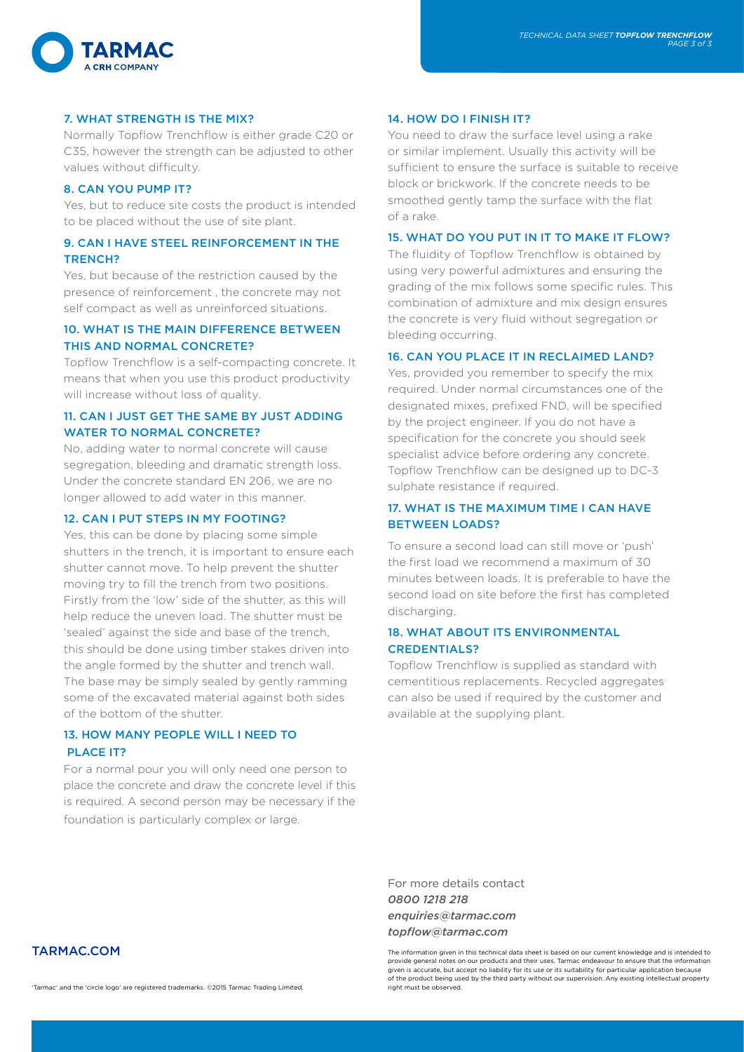### 7. WHAT STRENGTH IS THE MIX?

Normally Topflow Trenchflow is either grade C20 or C35, however the strength can be adjusted to other values without difficulty.

### 8. CAN YOU PUMP IT?

Yes, but to reduce site costs the product is intended to be placed without the use of site plant.

### 9. CAN I HAVE STEEL REINFORCEMENT IN THE TRENCH?

Yes, but because of the restriction caused by the presence of reinforcement , the concrete may not self compact as well as unreinforced situations.

### 10. WHAT IS THE MAIN DIFFERENCE BETWEEN THIS AND NORMAL CONCRETE?

Topflow Trenchflow is a self-compacting concrete. It means that when you use this product productivity will increase without loss of quality.

### 11. CAN I JUST GET THE SAME BY JUST ADDING WATER TO NORMAL CONCRETE?

No, adding water to normal concrete will cause segregation, bleeding and dramatic strength loss. Under the concrete standard EN 206, we are no longer allowed to add water in this manner.

### 12. CAN I PUT STEPS IN MY FOOTING?

Yes, this can be done by placing some simple shutters in the trench, it is important to ensure each shutter cannot move. To help prevent the shutter moving try to fill the trench from two positions. Firstly from the 'low' side of the shutter, as this will help reduce the uneven load. The shutter must be 'sealed' against the side and base of the trench, this should be done using timber stakes driven into the angle formed by the shutter and trench wall. The base may be simply sealed by gently ramming some of the excavated material against both sides of the bottom of the shutter.

### 13. HOW MANY PEOPLE WILL I NEED TO PLACE IT?

For a normal pour you will only need one person to place the concrete and draw the concrete level if this is required. A second person may be necessary if the foundation is particularly complex or large.

### 14. HOW DO I FINISH IT?

You need to draw the surface level using a rake or similar implement. Usually this activity will be sufficient to ensure the surface is suitable to receive block or brickwork. If the concrete needs to be smoothed gently tamp the surface with the flat of a rake.

### 15. WHAT DO YOU PUT IN IT TO MAKE IT FLOW?

The fluidity of Topflow Trenchflow is obtained by using very powerful admixtures and ensuring the grading of the mix follows some specific rules. This combination of admixture and mix design ensures the concrete is very fluid without segregation or bleeding occurring.

### 16. CAN YOU PLACE IT IN RECLAIMED LAND?

Yes, provided you remember to specify the mix required. Under normal circumstances one of the designated mixes, prefixed FND, will be specified by the project engineer. If you do not have a specification for the concrete you should seek specialist advice before ordering any concrete. Topflow Trenchflow can be designed up to DC-3 sulphate resistance if required.

### 17. WHAT IS THE MAXIMUM TIME I CAN HAVE BETWEEN LOADS?

To ensure a second load can still move or 'push' the first load we recommend a maximum of 30 minutes between loads. It is preferable to have the second load on site before the first has completed discharging.

### 18. WHAT ABOUT ITS ENVIRONMENTAL CREDENTIALS?

Topflow Trenchflow is supplied as standard with cementitious replacements. Recycled aggregates can also be used if required by the customer and available at the supplying plant.

For more details contact
*0800 1218 218*
*enquiries@tarmac.com*
*topflow@tarmac.com*

TARMAC.COM

The information given in this technical data sheet is based on our current knowledge and is intended to provide general notes on our products and their uses. Tarmac endeavour to ensure that the information given is accurate, but accept no liability for its use or its suitability for particular application because of the product being used by the third party without our supervision. Any existing intellectual property right must be observed.

'Tarmac' and the 'circle logo' are registered trademarks. ©2015 Tarmac Trading Limited.